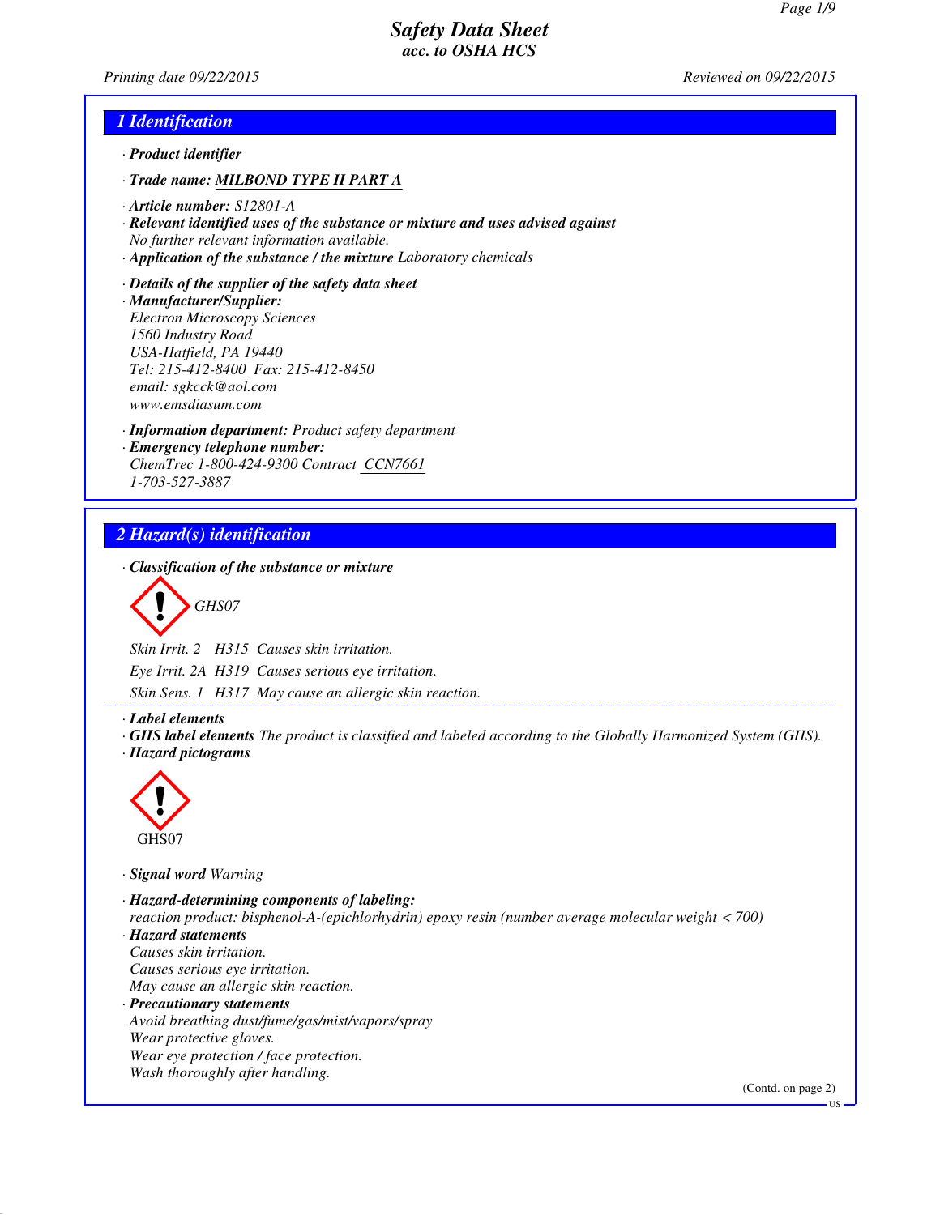# Safety Data Sheet
## acc. to OSHA HCS

Printing date 09/22/2015 Reviewed on 09/22/2015

## 1 Identification

· **Product identifier**

· **Trade name: MILBOND TYPE II PART A**

· **Article number:** S12801-A

· **Relevant identified uses of the substance or mixture and uses advised against**
No further relevant information available.

· **Application of the substance / the mixture** Laboratory chemicals

· **Details of the supplier of the safety data sheet**

· **Manufacturer/Supplier:**
Electron Microscopy Sciences
1560 Industry Road
USA-Hatfield, PA 19440
Tel: 215-412-8400 Fax: 215-412-8450
email: sgkcck@aol.com
www.emsdiasum.com

· **Information department:** Product safety department

· **Emergency telephone number:**
ChemTrec 1-800-424-9300 Contract CCN7661
1-703-527-3887

## 2 Hazard(s) identification

· **Classification of the substance or mixture**

GHS07

Skin Irrit. 2 H315 Causes skin irritation.

Eye Irrit. 2A H319 Causes serious eye irritation.

Skin Sens. 1 H317 May cause an allergic skin reaction.

· **Label elements**

· **GHS label elements** The product is classified and labeled according to the Globally Harmonized System (GHS).

· **Hazard pictograms**

GHS07

· **Signal word** Warning

· **Hazard-determining components of labeling:**
reaction product: bisphenol-A-(epichlorhydrin) epoxy resin (number average molecular weight ≤ 700)

· **Hazard statements**
Causes skin irritation.
Causes serious eye irritation.
May cause an allergic skin reaction.

· **Precautionary statements**
Avoid breathing dust/fume/gas/mist/vapors/spray
Wear protective gloves.
Wear eye protection / face protection.
Wash thoroughly after handling.

(Contd. on page 2)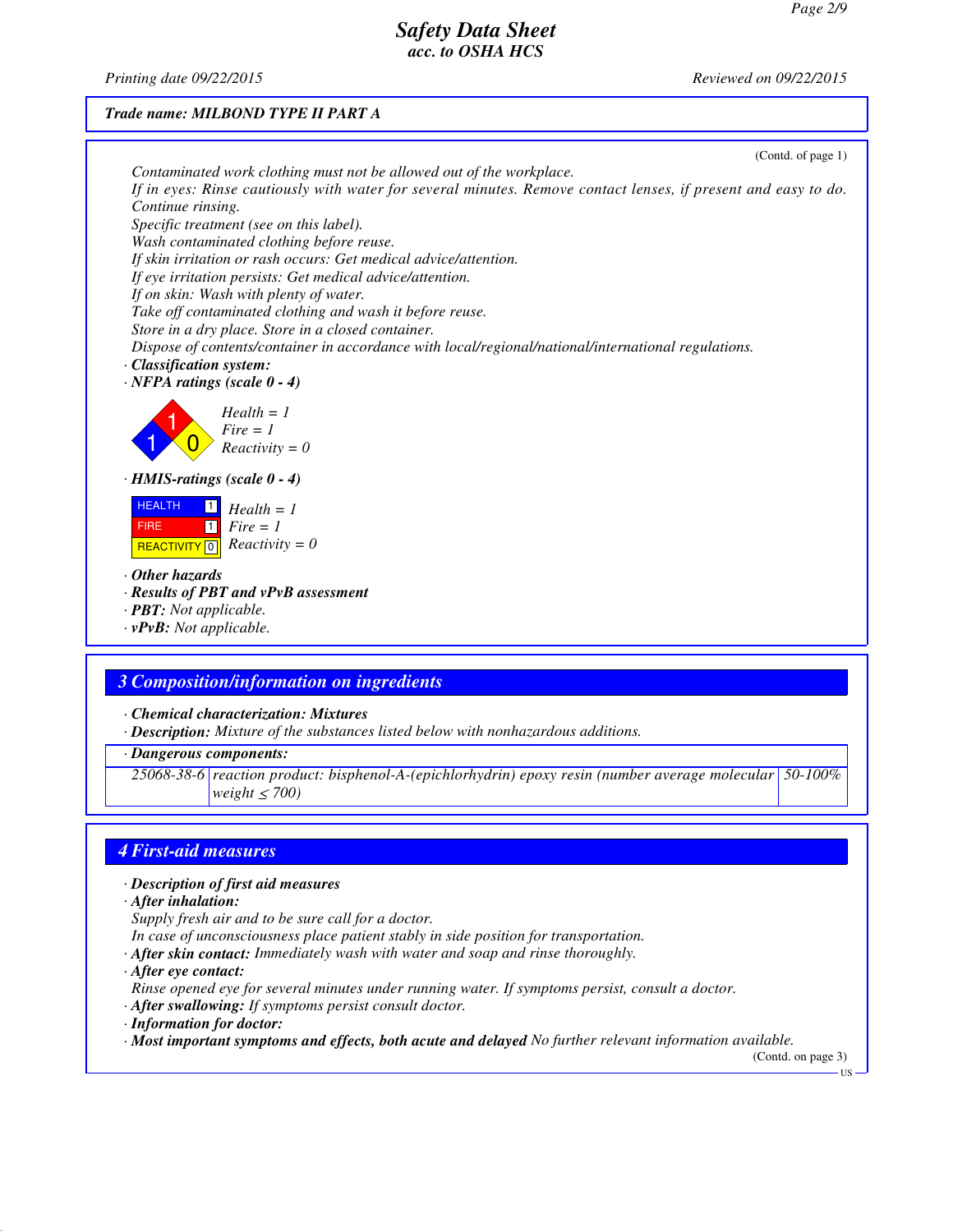Trade name: MILBOND TYPE II PART A

(Contd. of page 1)

Contaminated work clothing must not be allowed out of the workplace.
If in eyes: Rinse cautiously with water for several minutes. Remove contact lenses, if present and easy to do. Continue rinsing.
Specific treatment (see on this label).
Wash contaminated clothing before reuse.
If skin irritation or rash occurs: Get medical advice/attention.
If eye irritation persists: Get medical advice/attention.
If on skin: Wash with plenty of water.
Take off contaminated clothing and wash it before reuse.
Store in a dry place. Store in a closed container.
Dispose of contents/container in accordance with local/regional/national/international regulations.

· **Classification system:**
· **NFPA ratings (scale 0 - 4)**

Health = 1
Fire = 1
Reactivity = 0

· **HMIS-ratings (scale 0 - 4)**

| HEALTH | 1 |
|---|---|
| FIRE | 1 |
| REACTIVITY | 0 |

Health = 1
Fire = 1
Reactivity = 0

· **Other hazards**
· **Results of PBT and vPvB assessment**
· **PBT:** Not applicable.
· **vPvB:** Not applicable.

## 3 Composition/information on ingredients

· **Chemical characterization: Mixtures**
· **Description:** Mixture of the substances listed below with nonhazardous additions.

| · Dangerous components: | | |
|---|---|---|
| 25068-38-6 | reaction product: bisphenol-A-(epichlorhydrin) epoxy resin (number average molecular weight ≤ 700) | 50-100% |

## 4 First-aid measures

· **Description of first aid measures**
· **After inhalation:**
Supply fresh air and to be sure call for a doctor.
In case of unconsciousness place patient stably in side position for transportation.
· **After skin contact:** Immediately wash with water and soap and rinse thoroughly.
· **After eye contact:**
Rinse opened eye for several minutes under running water. If symptoms persist, consult a doctor.
· **After swallowing:** If symptoms persist consult doctor.
· **Information for doctor:**
· **Most important symptoms and effects, both acute and delayed** No further relevant information available.

(Contd. on page 3)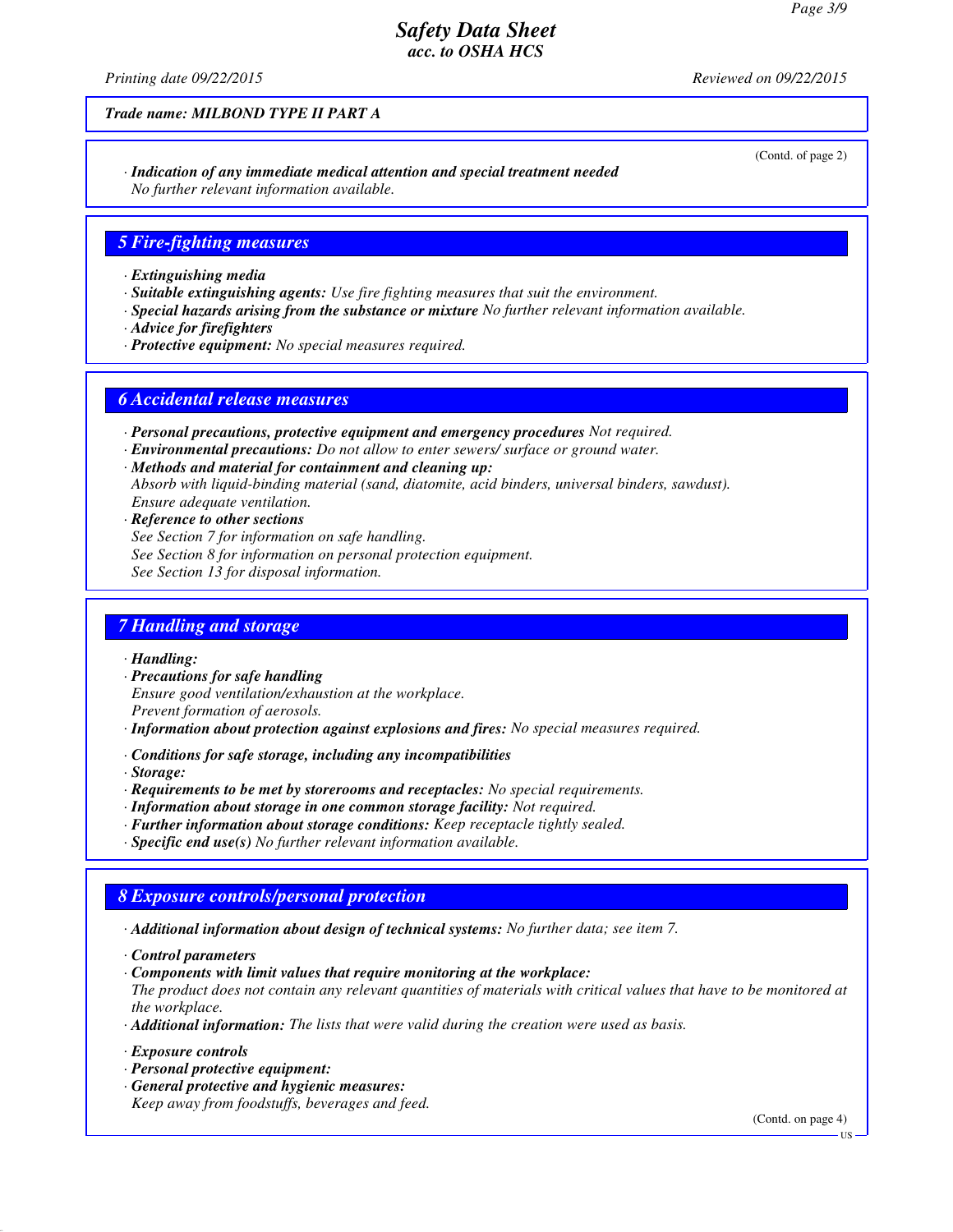Trade name: MILBOND TYPE II PART A

(Contd. of page 2)

· **Indication of any immediate medical attention and special treatment needed**
No further relevant information available.

## 5 Fire-fighting measures

· **Extinguishing media**
· **Suitable extinguishing agents:** Use fire fighting measures that suit the environment.
· **Special hazards arising from the substance or mixture** No further relevant information available.
· **Advice for firefighters**
· **Protective equipment:** No special measures required.

## 6 Accidental release measures

· **Personal precautions, protective equipment and emergency procedures** Not required.
· **Environmental precautions:** Do not allow to enter sewers/ surface or ground water.
· **Methods and material for containment and cleaning up:**
Absorb with liquid-binding material (sand, diatomite, acid binders, universal binders, sawdust).
Ensure adequate ventilation.
· **Reference to other sections**
See Section 7 for information on safe handling.
See Section 8 for information on personal protection equipment.
See Section 13 for disposal information.

## 7 Handling and storage

· **Handling:**
· **Precautions for safe handling**
Ensure good ventilation/exhaustion at the workplace.
Prevent formation of aerosols.
· **Information about protection against explosions and fires:** No special measures required.

· **Conditions for safe storage, including any incompatibilities**
· **Storage:**
· **Requirements to be met by storerooms and receptacles:** No special requirements.
· **Information about storage in one common storage facility:** Not required.
· **Further information about storage conditions:** Keep receptacle tightly sealed.
· **Specific end use(s)** No further relevant information available.

## 8 Exposure controls/personal protection

· **Additional information about design of technical systems:** No further data; see item 7.

· **Control parameters**
· **Components with limit values that require monitoring at the workplace:**
The product does not contain any relevant quantities of materials with critical values that have to be monitored at the workplace.
· **Additional information:** The lists that were valid during the creation were used as basis.

· **Exposure controls**
· **Personal protective equipment:**
· **General protective and hygienic measures:**
Keep away from foodstuffs, beverages and feed.

(Contd. on page 4)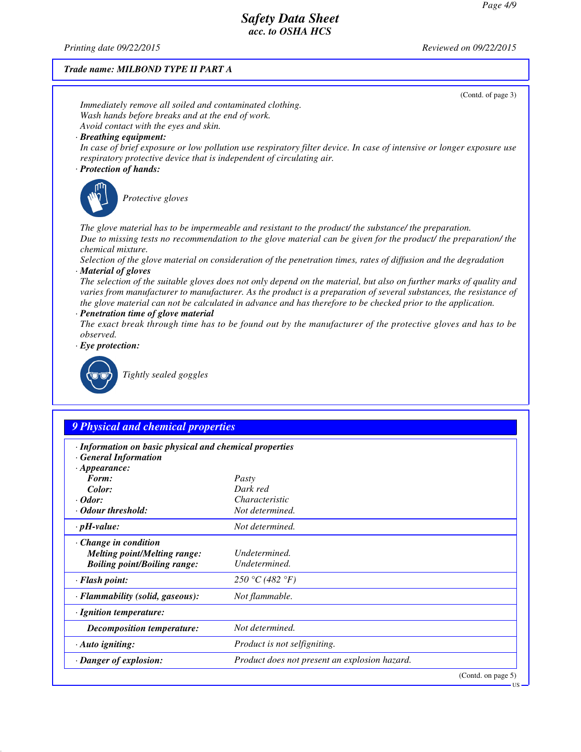**Trade name: MILBOND TYPE II PART A**

(Contd. of page 3)

Immediately remove all soiled and contaminated clothing.
Wash hands before breaks and at the end of work.
Avoid contact with the eyes and skin.

· **Breathing equipment:**
In case of brief exposure or low pollution use respiratory filter device. In case of intensive or longer exposure use respiratory protective device that is independent of circulating air.

· **Protection of hands:**

Protective gloves

The glove material has to be impermeable and resistant to the product/ the substance/ the preparation.
Due to missing tests no recommendation to the glove material can be given for the product/ the preparation/ the chemical mixture.
Selection of the glove material on consideration of the penetration times, rates of diffusion and the degradation

· **Material of gloves**
The selection of the suitable gloves does not only depend on the material, but also on further marks of quality and varies from manufacturer to manufacturer. As the product is a preparation of several substances, the resistance of the glove material can not be calculated in advance and has therefore to be checked prior to the application.

· **Penetration time of glove material**
The exact break through time has to be found out by the manufacturer of the protective gloves and has to be observed.

· **Eye protection:**

Tightly sealed goggles

## 9 Physical and chemical properties

· **Information on basic physical and chemical properties**
· **General Information**
· **Appearance:**

| | |
|---|---|
| **Form:** | Pasty |
| **Color:** | Dark red |
| · **Odor:** | Characteristic |
| · **Odour threshold:** | Not determined. |
| · **pH-value:** | Not determined. |
| · **Change in condition** | |
| **Melting point/Melting range:** | Undetermined. |
| **Boiling point/Boiling range:** | Undetermined. |
| · **Flash point:** | 250 °C (482 °F) |
| · **Flammability (solid, gaseous):** | Not flammable. |
| · **Ignition temperature:** | |
| **Decomposition temperature:** | Not determined. |
| · **Auto igniting:** | Product is not selfigniting. |
| · **Danger of explosion:** | Product does not present an explosion hazard. |

(Contd. on page 5)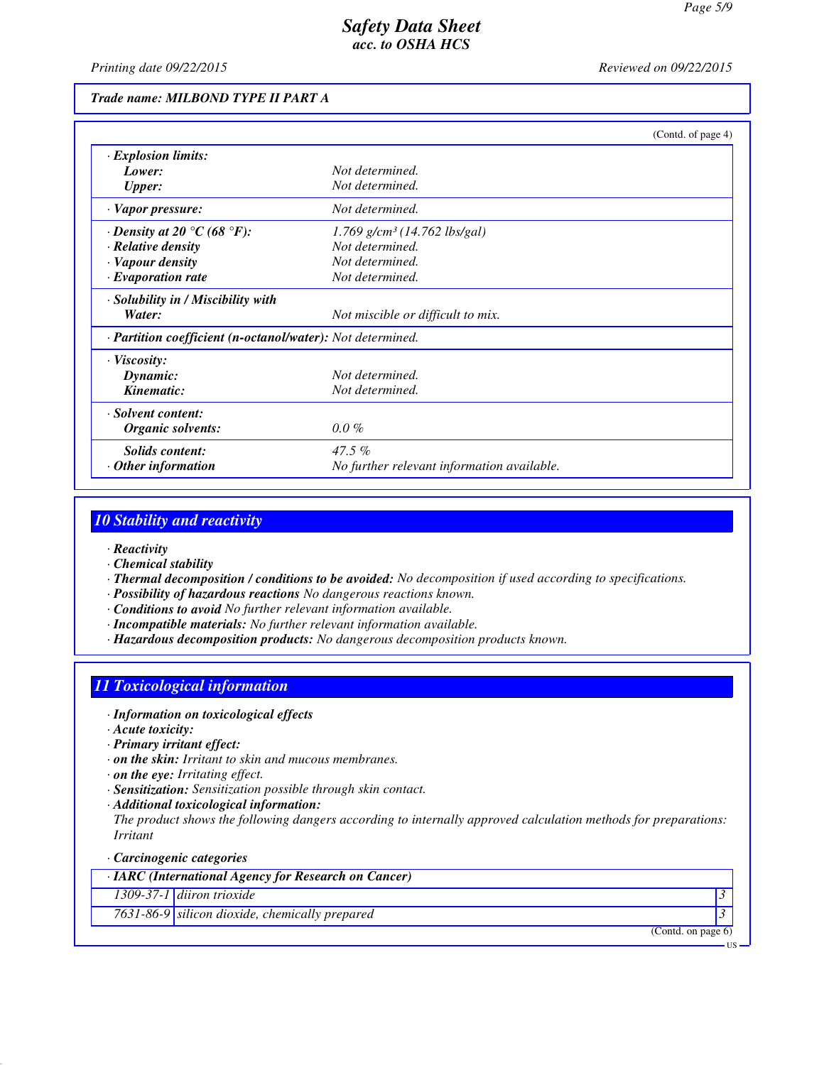Trade name: MILBOND TYPE II PART A

(Contd. of page 4)

| | |
|---|---|
| · **Explosion limits:** | |
| **Lower:** | Not determined. |
| **Upper:** | Not determined. |
| · **Vapor pressure:** | Not determined. |
| · **Density at 20 °C (68 °F):** | 1.769 g/cm³ (14.762 lbs/gal) |
| · **Relative density** | Not determined. |
| · **Vapour density** | Not determined. |
| · **Evaporation rate** | Not determined. |
| · **Solubility in / Miscibility with** | |
| **Water:** | Not miscible or difficult to mix. |
| · **Partition coefficient (n-octanol/water):** | Not determined. |
| · **Viscosity:** | |
| **Dynamic:** | Not determined. |
| **Kinematic:** | Not determined. |
| · **Solvent content:** | |
| **Organic solvents:** | 0.0 % |
| **Solids content:** | 47.5 % |
| · **Other information** | No further relevant information available. |

## 10 Stability and reactivity

· **Reactivity**
· **Chemical stability**
· **Thermal decomposition / conditions to be avoided:** No decomposition if used according to specifications.
· **Possibility of hazardous reactions** No dangerous reactions known.
· **Conditions to avoid** No further relevant information available.
· **Incompatible materials:** No further relevant information available.
· **Hazardous decomposition products:** No dangerous decomposition products known.

## 11 Toxicological information

· **Information on toxicological effects**
· **Acute toxicity:**
· **Primary irritant effect:**
· **on the skin:** Irritant to skin and mucous membranes.
· **on the eye:** Irritating effect.
· **Sensitization:** Sensitization possible through skin contact.
· **Additional toxicological information:**
The product shows the following dangers according to internally approved calculation methods for preparations:
Irritant

· **Carcinogenic categories**

| · IARC (International Agency for Research on Cancer) | | |
|---|---|---|
| 1309-37-1 | diiron trioxide | 3 |
| 7631-86-9 | silicon dioxide, chemically prepared | 3 |

(Contd. on page 6)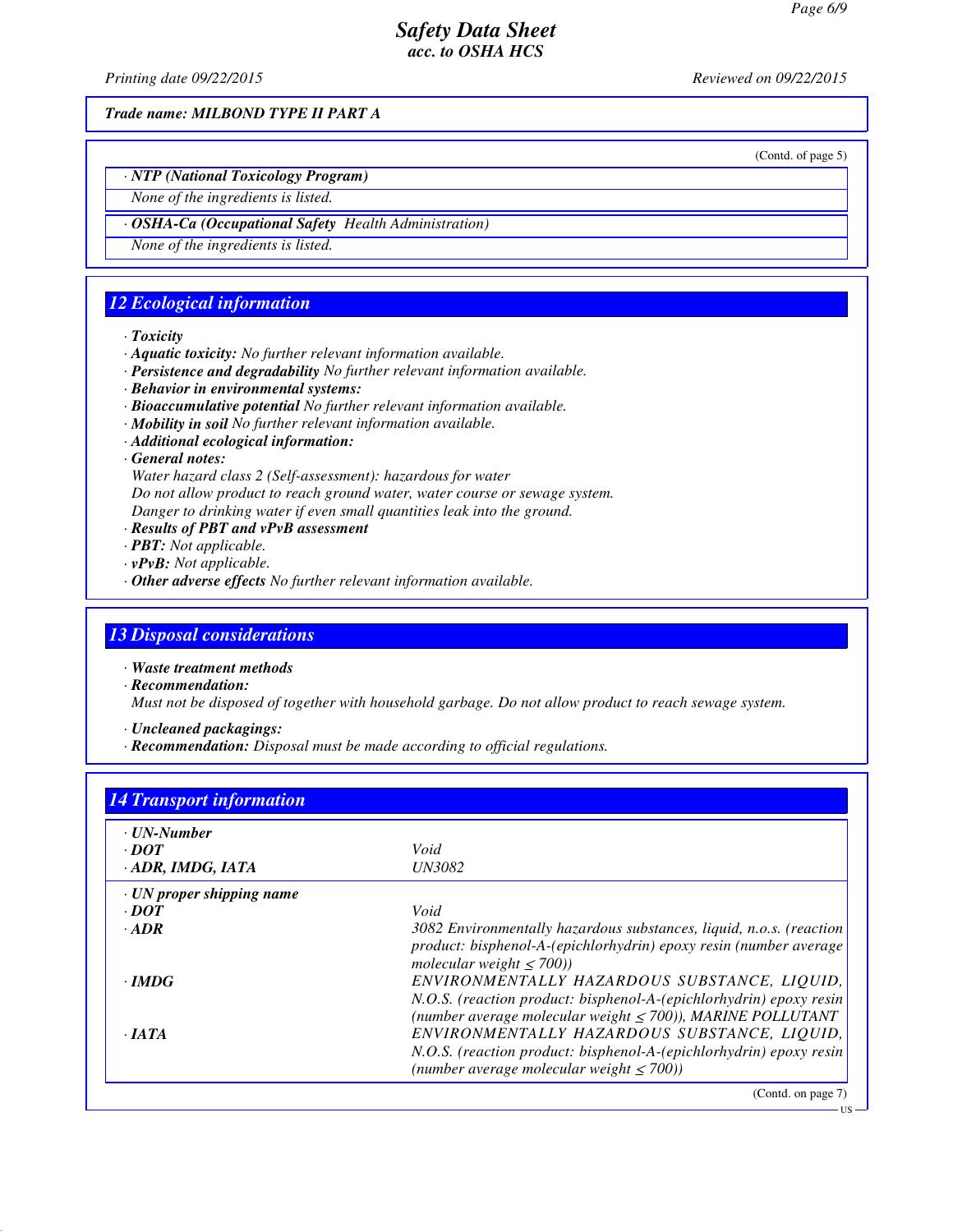Trade name: MILBOND TYPE II PART A

(Contd. of page 5)

**· NTP (National Toxicology Program)**

None of the ingredients is listed.

**· OSHA-Ca (Occupational Safety Health Administration)**

None of the ingredients is listed.

## 12 Ecological information

- **Toxicity**
- **Aquatic toxicity:** No further relevant information available.
- **Persistence and degradability** No further relevant information available.
- **Behavior in environmental systems:**
- **Bioaccumulative potential** No further relevant information available.
- **Mobility in soil** No further relevant information available.
- **Additional ecological information:**
- **General notes:**

  Water hazard class 2 (Self-assessment): hazardous for water

  Do not allow product to reach ground water, water course or sewage system.

  Danger to drinking water if even small quantities leak into the ground.
- **Results of PBT and vPvB assessment**
- **PBT:** Not applicable.
- **vPvB:** Not applicable.
- **Other adverse effects** No further relevant information available.

## 13 Disposal considerations

- **Waste treatment methods**
- **Recommendation:**

  Must not be disposed of together with household garbage. Do not allow product to reach sewage system.

- **Uncleaned packagings:**
- **Recommendation:** Disposal must be made according to official regulations.

## 14 Transport information

| | |
|---|---|
| **· UN-Number** | |
| **· DOT** | Void |
| **· ADR, IMDG, IATA** | UN3082 |
| **· UN proper shipping name** | |
| **· DOT** | Void |
| **· ADR** | 3082 Environmentally hazardous substances, liquid, n.o.s. (reaction product: bisphenol-A-(epichlorhydrin) epoxy resin (number average molecular weight ≤ 700)) |
| **· IMDG** | ENVIRONMENTALLY HAZARDOUS SUBSTANCE, LIQUID, N.O.S. (reaction product: bisphenol-A-(epichlorhydrin) epoxy resin (number average molecular weight ≤ 700)), MARINE POLLUTANT |
| **· IATA** | ENVIRONMENTALLY HAZARDOUS SUBSTANCE, LIQUID, N.O.S. (reaction product: bisphenol-A-(epichlorhydrin) epoxy resin (number average molecular weight ≤ 700)) |

(Contd. on page 7)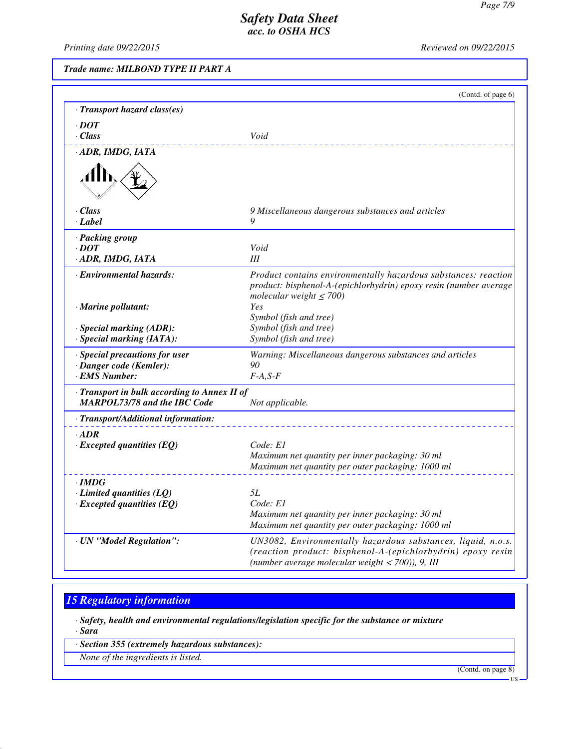# Safety Data Sheet
## acc. to OSHA HCS

Printing date 09/22/2015 Reviewed on 09/22/2015

**Trade name: MILBOND TYPE II PART A**

(Contd. of page 6)

| | |
|---|---|
| **· Transport hazard class(es)** | |
| **· DOT** | |
| **· Class** | Void |
| **· ADR, IMDG, IATA** | |
| **· Class** | 9 Miscellaneous dangerous substances and articles |
| **· Label** | 9 |
| **· Packing group** | |
| **· DOT** | Void |
| **· ADR, IMDG, IATA** | III |
| **· Environmental hazards:** | Product contains environmentally hazardous substances: reaction product: bisphenol-A-(epichlorhydrin) epoxy resin (number average molecular weight ≤ 700) |
| **· Marine pollutant:** | Yes<br>Symbol (fish and tree) |
| **· Special marking (ADR):** | Symbol (fish and tree) |
| **· Special marking (IATA):** | Symbol (fish and tree) |
| **· Special precautions for user** | Warning: Miscellaneous dangerous substances and articles |
| **· Danger code (Kemler):** | 90 |
| **· EMS Number:** | F-A,S-F |
| **· Transport in bulk according to Annex II of MARPOL73/78 and the IBC Code** | Not applicable. |
| **· Transport/Additional information:** | |
| **· ADR** | |
| **· Excepted quantities (EQ)** | Code: E1<br>Maximum net quantity per inner packaging: 30 ml<br>Maximum net quantity per outer packaging: 1000 ml |
| **· IMDG** | |
| **· Limited quantities (LQ)** | 5L |
| **· Excepted quantities (EQ)** | Code: E1<br>Maximum net quantity per inner packaging: 30 ml<br>Maximum net quantity per outer packaging: 1000 ml |
| **· UN "Model Regulation":** | UN3082, Environmentally hazardous substances, liquid, n.o.s. (reaction product: bisphenol-A-(epichlorhydrin) epoxy resin (number average molecular weight ≤ 700)), 9, III |

## 15 Regulatory information

**· Safety, health and environmental regulations/legislation specific for the substance or mixture**

**· Sara**

**· Section 355 (extremely hazardous substances):**

None of the ingredients is listed.

(Contd. on page 8)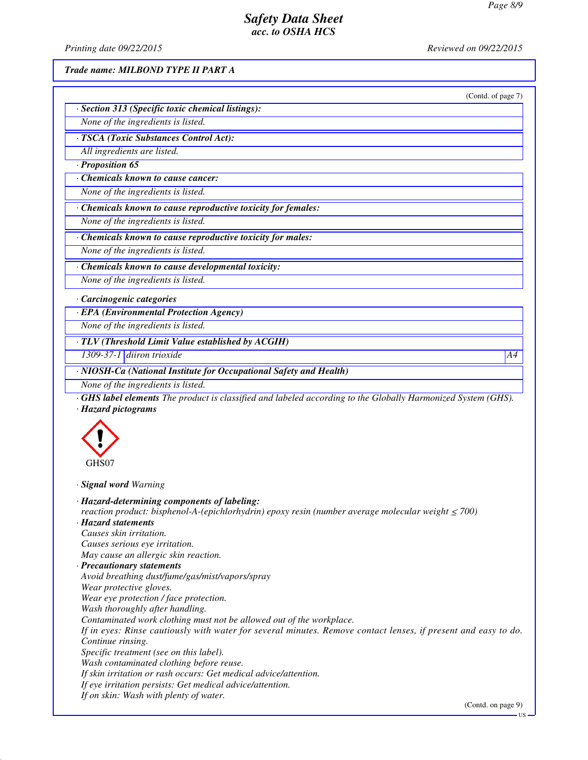**Trade name: MILBOND TYPE II PART A**

(Contd. of page 7)

**· Section 313 (Specific toxic chemical listings):**

None of the ingredients is listed.

**· TSCA (Toxic Substances Control Act):**

All ingredients are listed.

**· Proposition 65**

**· Chemicals known to cause cancer:**

None of the ingredients is listed.

**· Chemicals known to cause reproductive toxicity for females:**

None of the ingredients is listed.

**· Chemicals known to cause reproductive toxicity for males:**

None of the ingredients is listed.

**· Chemicals known to cause developmental toxicity:**

None of the ingredients is listed.

**· Carcinogenic categories**

**· EPA (Environmental Protection Agency)**

None of the ingredients is listed.

**· TLV (Threshold Limit Value established by ACGIH)**

| | | |
|---|---|---|
| 1309-37-1 | diiron trioxide | A4 |

**· NIOSH-Ca (National Institute for Occupational Safety and Health)**

None of the ingredients is listed.

**· GHS label elements** The product is classified and labeled according to the Globally Harmonized System (GHS).

**· Hazard pictograms**

GHS07

**· Signal word** Warning

**· Hazard-determining components of labeling:**

reaction product: bisphenol-A-(epichlorhydrin) epoxy resin (number average molecular weight ≤ 700)

**· Hazard statements**

Causes skin irritation.
Causes serious eye irritation.
May cause an allergic skin reaction.

**· Precautionary statements**

Avoid breathing dust/fume/gas/mist/vapors/spray
Wear protective gloves.
Wear eye protection / face protection.
Wash thoroughly after handling.
Contaminated work clothing must not be allowed out of the workplace.
If in eyes: Rinse cautiously with water for several minutes. Remove contact lenses, if present and easy to do. Continue rinsing.
Specific treatment (see on this label).
Wash contaminated clothing before reuse.
If skin irritation or rash occurs: Get medical advice/attention.
If eye irritation persists: Get medical advice/attention.
If on skin: Wash with plenty of water.

(Contd. on page 9)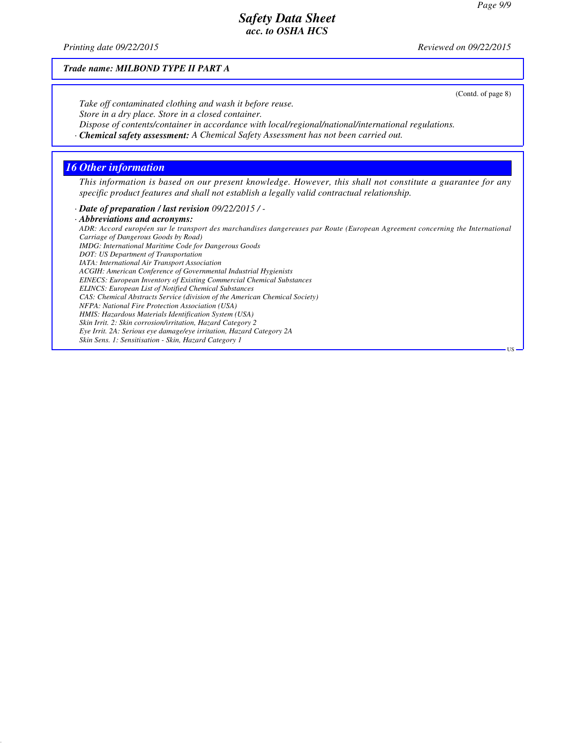*Trade name: MILBOND TYPE II PART A*

(Contd. of page 8)

*Take off contaminated clothing and wash it before reuse.*
*Store in a dry place. Store in a closed container.*
*Dispose of contents/container in accordance with local/regional/national/international regulations.*
· ***Chemical safety assessment:*** *A Chemical Safety Assessment has not been carried out.*

## *16 Other information*

*This information is based on our present knowledge. However, this shall not constitute a guarantee for any specific product features and shall not establish a legally valid contractual relationship.*

· ***Date of preparation / last revision*** *09/22/2015 / -*
· ***Abbreviations and acronyms:***
*ADR: Accord européen sur le transport des marchandises dangereuses par Route (European Agreement concerning the International Carriage of Dangerous Goods by Road)*
*IMDG: International Maritime Code for Dangerous Goods*
*DOT: US Department of Transportation*
*IATA: International Air Transport Association*
*ACGIH: American Conference of Governmental Industrial Hygienists*
*EINECS: European Inventory of Existing Commercial Chemical Substances*
*ELINCS: European List of Notified Chemical Substances*
*CAS: Chemical Abstracts Service (division of the American Chemical Society)*
*NFPA: National Fire Protection Association (USA)*
*HMIS: Hazardous Materials Identification System (USA)*
*Skin Irrit. 2: Skin corrosion/irritation, Hazard Category 2*
*Eye Irrit. 2A: Serious eye damage/eye irritation, Hazard Category 2A*
*Skin Sens. 1: Sensitisation - Skin, Hazard Category 1*